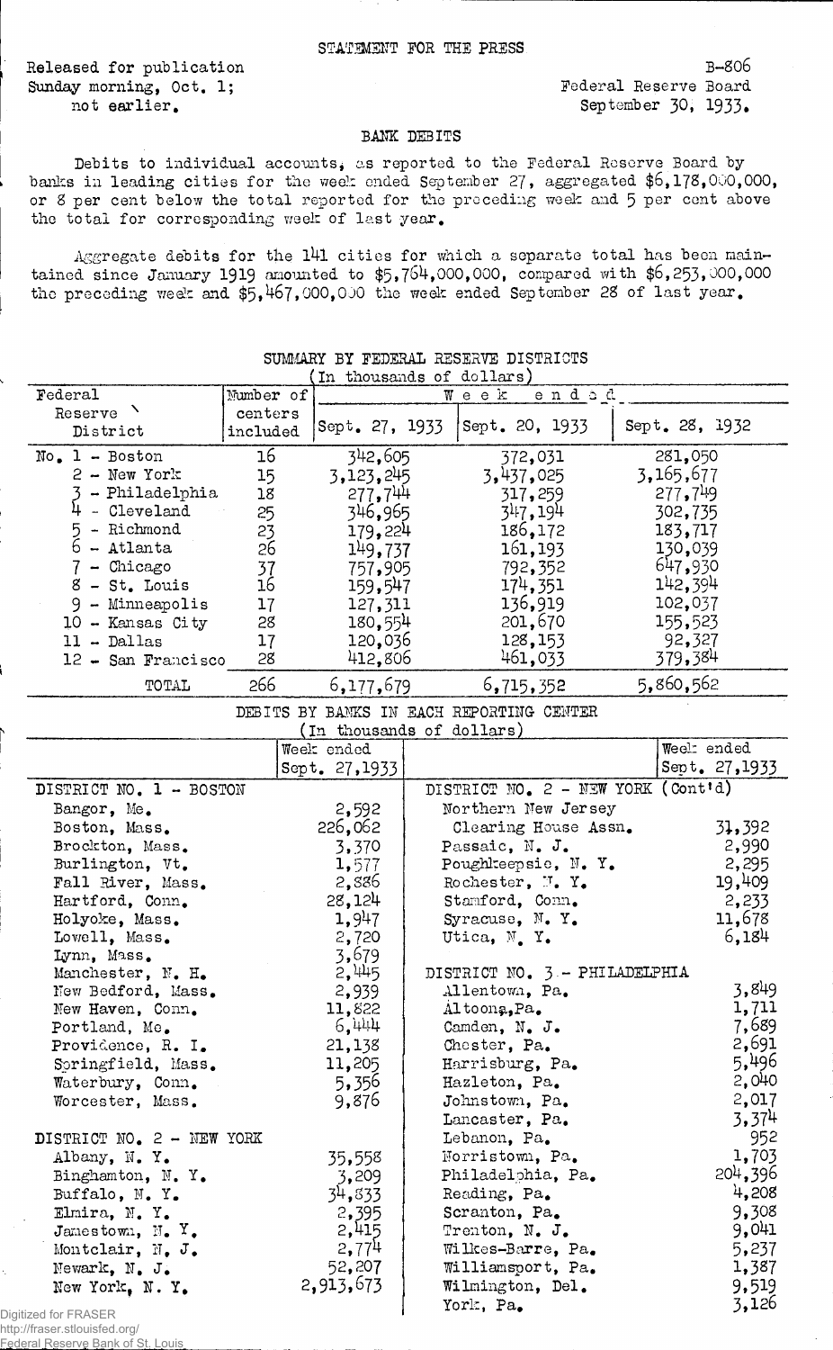STATEMENT FOR THE PRESS

Released for publication
Sunday morning, Oct. 1;
not earlier.

B-806
Federal Reserve Board
September 30, 1933.

## BANK DEBITS

Debits to individual accounts, as reported to the Federal Reserve Board by banks in leading cities for the week ended September 27, aggregated $6,178,000,000, or 8 per cent below the total reported for the preceding week and 5 per cent above the total for corresponding week of last year.

Aggregate debits for the 141 cities for which a separate total has been maintained since January 1919 amounted to $5,764,000,000, compared with $6,253,000,000 the preceding week and $5,467,000,000 the week ended September 28 of last year.

### SUMMARY BY FEDERAL RESERVE DISTRICTS
(In thousands of dollars)

| Federal Reserve District | Number of centers included | Week ended Sept. 27, 1933 | Sept. 20, 1933 | Sept. 28, 1932 |
|---|---|---|---|---|
| No. 1 - Boston | 16 | 342,605 | 372,031 | 281,050 |
| 2 - New York | 15 | 3,123,245 | 3,437,025 | 3,165,677 |
| 3 - Philadelphia | 18 | 277,744 | 317,259 | 277,749 |
| 4 - Cleveland | 25 | 346,965 | 347,194 | 302,735 |
| 5 - Richmond | 23 | 179,224 | 186,172 | 183,717 |
| 6 - Atlanta | 26 | 149,737 | 161,193 | 130,039 |
| 7 - Chicago | 37 | 757,905 | 792,352 | 647,930 |
| 8 - St. Louis | 16 | 159,547 | 174,351 | 142,394 |
| 9 - Minneapolis | 17 | 127,311 | 136,919 | 102,037 |
| 10 - Kansas City | 28 | 180,554 | 201,670 | 155,523 |
| 11 - Dallas | 17 | 120,036 | 128,153 | 92,327 |
| 12 - San Francisco | 28 | 412,806 | 461,033 | 379,384 |
| TOTAL | 266 | 6,177,679 | 6,715,352 | 5,860,562 |

### DEBITS BY BANKS IN EACH REPORTING CENTER
(In thousands of dollars)

| | Week ended Sept. 27,1933 | | Week ended Sept. 27,1933 |
|---|---|---|---|
| DISTRICT NO. 1 - BOSTON | | DISTRICT NO. 2 - NEW YORK (Cont'd) | |
| Bangor, Me. | 2,592 | Northern New Jersey Clearing House Assn. | 34,392 |
| Boston, Mass. | 226,062 | Passaic, N. J. | 2,990 |
| Brockton, Mass. | 3,370 | Poughkeepsie, N. Y. | 2,295 |
| Burlington, Vt. | 1,577 | Rochester, N. Y. | 19,409 |
| Fall River, Mass. | 2,886 | Stamford, Conn. | 2,233 |
| Hartford, Conn. | 28,124 | Syracuse, N. Y. | 11,678 |
| Holyoke, Mass. | 1,947 | Utica, N. Y. | 6,184 |
| Lowell, Mass. | 2,720 | | |
| Lynn, Mass. | 3,679 | | |
| Manchester, N. H. | 2,445 | DISTRICT NO. 3 - PHILADELPHIA | |
| New Bedford, Mass. | 2,939 | Allentown, Pa. | 3,849 |
| New Haven, Conn. | 11,822 | Altoona, Pa. | 1,711 |
| Portland, Me. | 6,444 | Camden, N. J. | 7,689 |
| Providence, R. I. | 21,138 | Chester, Pa. | 2,691 |
| Springfield, Mass. | 11,205 | Harrisburg, Pa. | 5,496 |
| Waterbury, Conn. | 5,356 | Hazleton, Pa. | 2,040 |
| Worcester, Mass. | 9,876 | Johnstown, Pa. | 2,017 |
| | | Lancaster, Pa. | 3,374 |
| DISTRICT NO. 2 - NEW YORK | | Lebanon, Pa. | 952 |
| Albany, N. Y. | 35,558 | Norristown, Pa. | 1,703 |
| Binghamton, N. Y. | 3,209 | Philadelphia, Pa. | 204,396 |
| Buffalo, N. Y. | 34,833 | Reading, Pa. | 4,208 |
| Elmira, N. Y. | 2,395 | Scranton, Pa. | 9,308 |
| Jamestown, N. Y. | 2,415 | Trenton, N. J. | 9,041 |
| Montclair, N. J. | 2,774 | Wilkes-Barre, Pa. | 5,237 |
| Newark, N. J. | 52,207 | Williamsport, Pa. | 1,387 |
| New York, N. Y. | 2,913,673 | Wilmington, Del. | 9,519 |
| | | York, Pa. | 3,126 |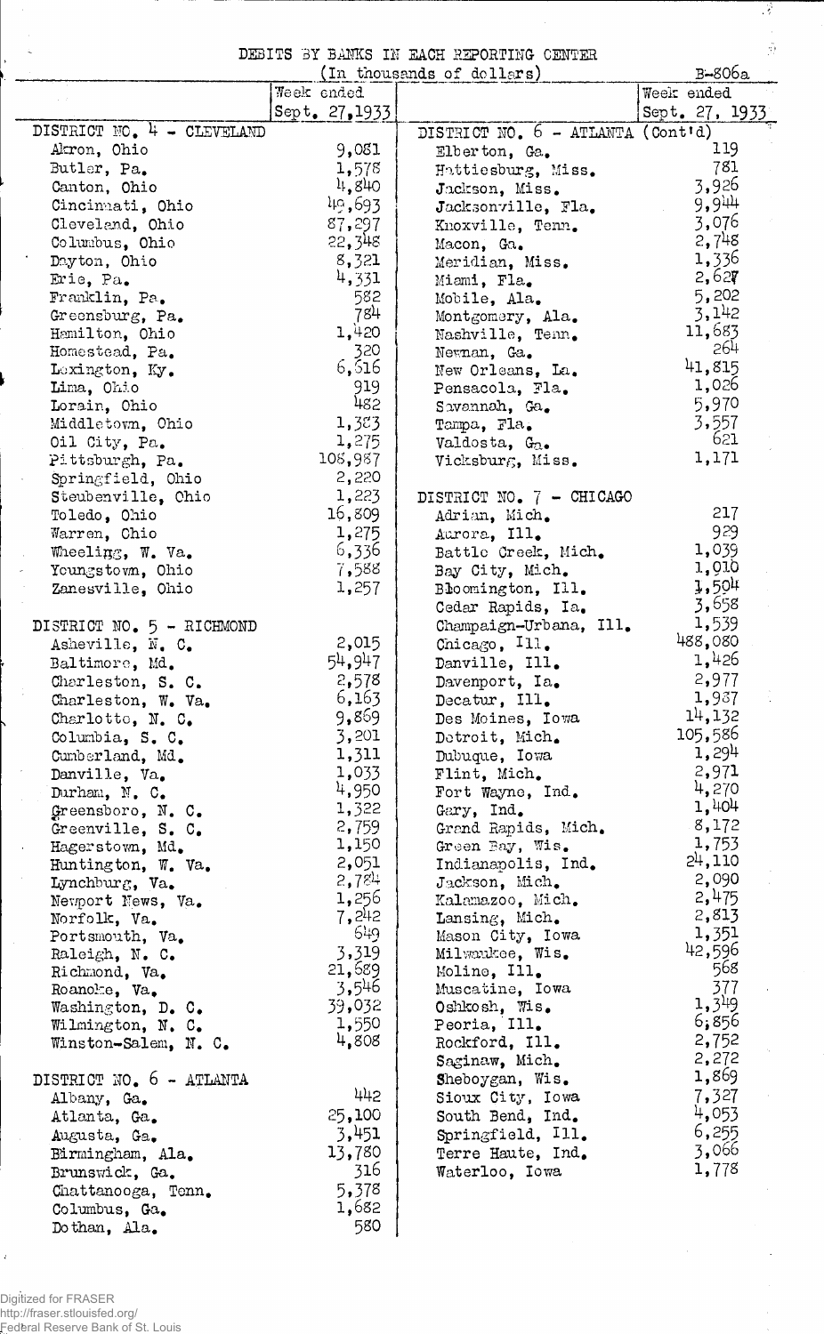# DEBITS BY BANKS IN EACH REPORTING CENTER

(In thousands of dollars)

B-806a

| | Week ended Sept. 27, 1933 |
|---|---|
| **DISTRICT NO. 4 - CLEVELAND** | |
| Akron, Ohio | 9,081 |
| Butler, Pa. | 1,578 |
| Canton, Ohio | 4,840 |
| Cincinnati, Ohio | 49,693 |
| Cleveland, Ohio | 87,297 |
| Columbus, Ohio | 22,348 |
| Dayton, Ohio | 8,321 |
| Erie, Pa. | 4,331 |
| Franklin, Pa. | 582 |
| Greensburg, Pa. | 784 |
| Hamilton, Ohio | 1,420 |
| Homestead, Pa. | 320 |
| Lexington, Ky. | 6,616 |
| Lima, Ohio | 919 |
| Lorain, Ohio | 482 |
| Middletown, Ohio | 1,383 |
| Oil City, Pa. | 1,275 |
| Pittsburgh, Pa. | 108,987 |
| Springfield, Ohio | 2,220 |
| Steubenville, Ohio | 1,223 |
| Toledo, Ohio | 16,809 |
| Warren, Ohio | 1,275 |
| Wheeling, W. Va. | 6,336 |
| Youngstown, Ohio | 7,588 |
| Zanesville, Ohio | 1,257 |
| **DISTRICT NO. 5 - RICHMOND** | |
| Asheville, N. C. | 2,015 |
| Baltimore, Md. | 54,947 |
| Charleston, S. C. | 2,578 |
| Charleston, W. Va. | 6,163 |
| Charlotte, N. C. | 9,869 |
| Columbia, S. C. | 3,201 |
| Cumberland, Md. | 1,311 |
| Danville, Va. | 1,033 |
| Durham, N. C. | 4,950 |
| Greensboro, N. C. | 1,322 |
| Greenville, S. C. | 2,759 |
| Hagerstown, Md. | 1,150 |
| Huntington, W. Va. | 2,051 |
| Lynchburg, Va. | 2,784 |
| Newport News, Va. | 1,256 |
| Norfolk, Va. | 7,242 |
| Portsmouth, Va. | 649 |
| Raleigh, N. C. | 3,319 |
| Richmond, Va. | 21,689 |
| Roanoke, Va. | 3,546 |
| Washington, D. C. | 39,032 |
| Wilmington, N. C. | 1,550 |
| Winston-Salem, N. C. | 4,808 |
| **DISTRICT NO. 6 - ATLANTA** | |
| Albany, Ga. | 442 |
| Atlanta, Ga. | 25,100 |
| Augusta, Ga. | 3,451 |
| Birmingham, Ala. | 13,780 |
| Brunswick, Ga. | 316 |
| Chattanooga, Tenn. | 5,378 |
| Columbus, Ga. | 1,682 |
| Dothan, Ala. | 580 |
| **DISTRICT NO. 6 - ATLANTA (Cont'd)** | |
| Elberton, Ga. | 119 |
| Hattiesburg, Miss. | 781 |
| Jackson, Miss. | 3,926 |
| Jacksonville, Fla. | 9,944 |
| Knoxville, Tenn. | 3,076 |
| Macon, Ga. | 2,748 |
| Meridian, Miss. | 1,336 |
| Miami, Fla. | 2,627 |
| Mobile, Ala. | 5,202 |
| Montgomery, Ala. | 3,142 |
| Nashville, Tenn. | 11,683 |
| Newnan, Ga. | 264 |
| New Orleans, La. | 41,815 |
| Pensacola, Fla. | 1,026 |
| Savannah, Ga. | 5,970 |
| Tampa, Fla. | 3,557 |
| Valdosta, Ga. | 621 |
| Vicksburg, Miss. | 1,171 |
| **DISTRICT NO. 7 - CHICAGO** | |
| Adrian, Mich. | 217 |
| Aurora, Ill. | 929 |
| Battle Creek, Mich. | 1,039 |
| Bay City, Mich. | 1,010 |
| Bloomington, Ill. | 1,504 |
| Cedar Rapids, Ia. | 3,658 |
| Champaign-Urbana, Ill. | 1,539 |
| Chicago, Ill. | 488,080 |
| Danville, Ill. | 1,426 |
| Davenport, Ia. | 2,977 |
| Decatur, Ill. | 1,987 |
| Des Moines, Iowa | 14,132 |
| Detroit, Mich. | 105,586 |
| Dubuque, Iowa | 1,294 |
| Flint, Mich. | 2,971 |
| Fort Wayne, Ind. | 4,270 |
| Gary, Ind. | 1,404 |
| Grand Rapids, Mich. | 8,172 |
| Green Bay, Wis. | 1,753 |
| Indianapolis, Ind. | 24,110 |
| Jackson, Mich. | 2,090 |
| Kalamazoo, Mich. | 2,475 |
| Lansing, Mich. | 2,813 |
| Mason City, Iowa | 1,351 |
| Milwaukee, Wis. | 42,596 |
| Moline, Ill. | 568 |
| Muscatine, Iowa | 377 |
| Oshkosh, Wis. | 1,349 |
| Peoria, Ill. | 6,856 |
| Rockford, Ill. | 2,752 |
| Saginaw, Mich. | 2,272 |
| Sheboygan, Wis. | 1,869 |
| Sioux City, Iowa | 7,327 |
| South Bend, Ind. | 4,053 |
| Springfield, Ill. | 6,255 |
| Terre Haute, Ind. | 3,066 |
| Waterloo, Iowa | 1,778 |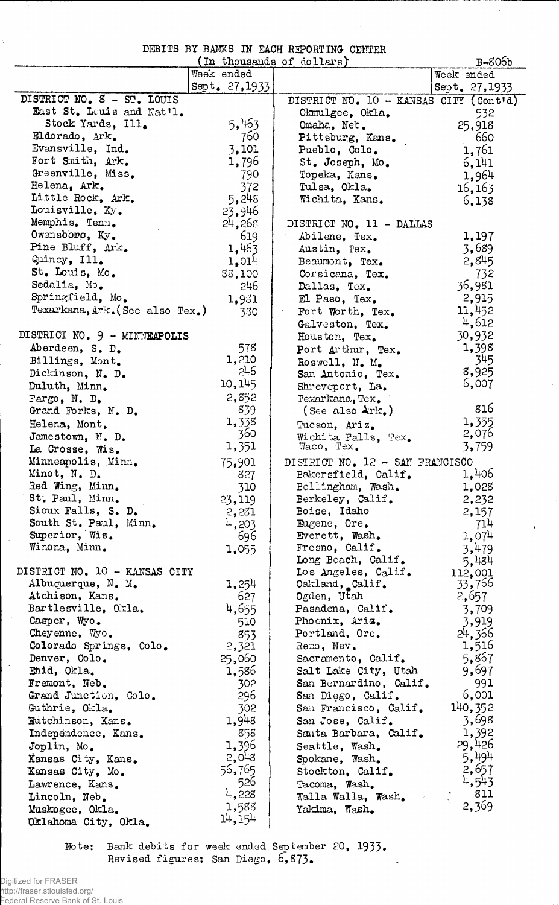## DEBITS BY BANKS IN EACH REPORTING CENTER

(In thousands of dollars)

B-806b

| | Week ended Sept. 27, 1933 |
|---|---|
| **DISTRICT NO. 8 - ST. LOUIS** | |
| East St. Louis and Nat'l. Stock Yards, Ill. | 5,463 |
| Eldorado, Ark. | 760 |
| Evansville, Ind. | 3,101 |
| Fort Smith, Ark. | 1,796 |
| Greenville, Miss. | 790 |
| Helena, Ark. | 372 |
| Little Rock, Ark. | 5,248 |
| Louisville, Ky. | 23,946 |
| Memphis, Tenn. | 24,268 |
| Owensboro, Ky. | 619 |
| Pine Bluff, Ark. | 1,463 |
| Quincy, Ill. | 1,014 |
| St. Louis, Mo. | 88,100 |
| Sedalia, Mo. | 246 |
| Springfield, Mo. | 1,981 |
| Texarkana, Ark. (See also Tex.) | 380 |
| **DISTRICT NO. 9 - MINNEAPOLIS** | |
| Aberdeen, S. D. | 578 |
| Billings, Mont. | 1,210 |
| Dickinson, N. D. | 246 |
| Duluth, Minn. | 10,145 |
| Fargo, N. D. | 2,852 |
| Grand Forks, N. D. | 839 |
| Helena, Mont. | 1,338 |
| Jamestown, N. D. | 360 |
| La Crosse, Wis. | 1,351 |
| Minneapolis, Minn. | 75,901 |
| Minot, N. D. | 827 |
| Red Wing, Minn. | 310 |
| St. Paul, Minn. | 23,119 |
| Sioux Falls, S. D. | 2,281 |
| South St. Paul, Minn. | 4,203 |
| Superior, Wis. | 696 |
| Winona, Minn. | 1,055 |
| **DISTRICT NO. 10 - KANSAS CITY** | |
| Albuquerque, N. M. | 1,254 |
| Atchison, Kans. | 627 |
| Bartlesville, Okla. | 4,655 |
| Casper, Wyo. | 510 |
| Cheyenne, Wyo. | 853 |
| Colorado Springs, Colo. | 2,321 |
| Denver, Colo. | 25,060 |
| Enid, Okla. | 1,586 |
| Fremont, Neb. | 302 |
| Grand Junction, Colo. | 296 |
| Guthrie, Okla. | 302 |
| Hutchinson, Kans. | 1,948 |
| Independence, Kans. | 858 |
| Joplin, Mo. | 1,396 |
| Kansas City, Kans. | 2,048 |
| Kansas City, Mo. | 56,765 |
| Lawrence, Kans. | 526 |
| Lincoln, Neb. | 4,228 |
| Muskogee, Okla. | 1,588 |
| Oklahoma City, Okla. | 14,154 |
| **DISTRICT NO. 10 - KANSAS CITY (Cont'd)** | |
| Okmulgee, Okla. | 532 |
| Omaha, Neb. | 25,918 |
| Pittsburg, Kans. | 660 |
| Pueblo, Colo. | 1,761 |
| St. Joseph, Mo. | 6,141 |
| Topeka, Kans. | 1,964 |
| Tulsa, Okla. | 16,163 |
| Wichita, Kans. | 6,138 |
| **DISTRICT NO. 11 - DALLAS** | |
| Abilene, Tex. | 1,197 |
| Austin, Tex. | 3,689 |
| Beaumont, Tex. | 2,845 |
| Corsicana, Tex. | 732 |
| Dallas, Tex. | 36,981 |
| El Paso, Tex. | 2,915 |
| Fort Worth, Tex. | 11,452 |
| Galveston, Tex. | 4,612 |
| Houston, Tex. | 30,932 |
| Port Arthur, Tex. | 1,398 |
| Roswell, N. M. | 345 |
| San Antonio, Tex. | 8,925 |
| Shreveport, La. | 6,007 |
| Texarkana, Tex. (See also Ark.) | 816 |
| Tucson, Ariz. | 1,355 |
| Wichita Falls, Tex. | 2,076 |
| Waco, Tex. | 3,759 |
| **DISTRICT NO. 12 - SAN FRANCISCO** | |
| Bakersfield, Calif. | 1,406 |
| Bellingham, Wash. | 1,028 |
| Berkeley, Calif. | 2,232 |
| Boise, Idaho | 2,157 |
| Eugene, Ore. | 714 |
| Everett, Wash. | 1,074 |
| Fresno, Calif. | 3,479 |
| Long Beach, Calif. | 5,484 |
| Los Angeles, Calif. | 112,001 |
| Oakland, Calif. | 33,766 |
| Ogden, Utah | 2,657 |
| Pasadena, Calif. | 3,709 |
| Phoenix, Ariz. | 3,919 |
| Portland, Ore. | 24,366 |
| Reno, Nev. | 1,516 |
| Sacramento, Calif. | 5,867 |
| Salt Lake City, Utah | 9,697 |
| San Bernardino, Calif. | 991 |
| San Diego, Calif. | 6,001 |
| San Francisco, Calif. | 140,352 |
| San Jose, Calif. | 3,698 |
| Santa Barbara, Calif. | 1,392 |
| Seattle, Wash. | 29,426 |
| Spokane, Wash. | 5,494 |
| Stockton, Calif. | 2,657 |
| Tacoma, Wash. | 4,543 |
| Walla Walla, Wash. | 811 |
| Yakima, Wash. | 2,369 |

Note: Bank debits for week ended September 20, 1933.
Revised figures: San Diego, 6,873.